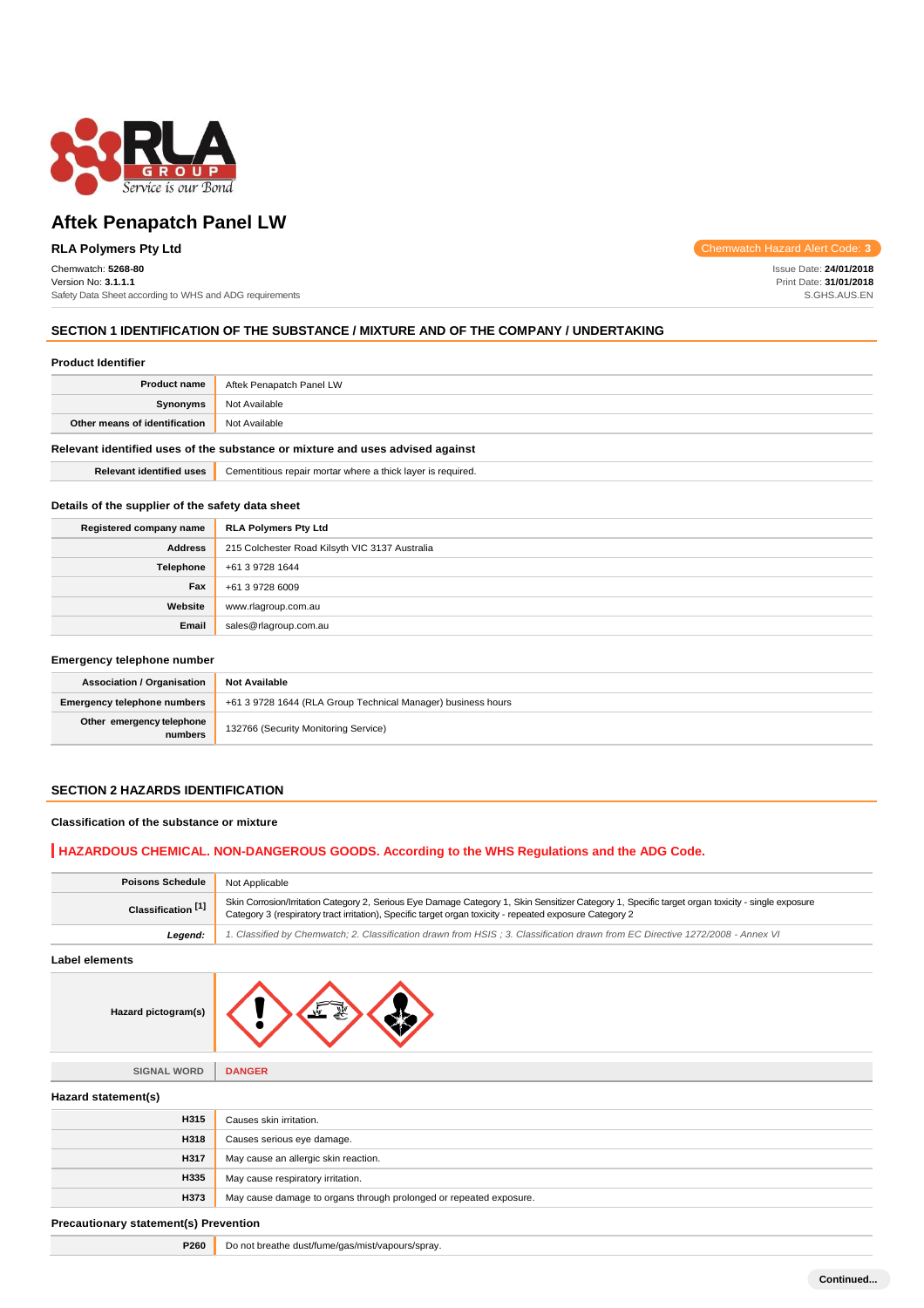# Aftek Penapatch Panel LW

**RLA Polymers Pty Ltd**

Chemwatch Hazard Alert Code: 3

Chemwatch: **5268-80**
Version No: **3.1.1.1**
Safety Data Sheet according to WHS and ADG requirements

Issue Date: **24/01/2018**
Print Date: **31/01/2018**
S.GHS.AUS.EN

## SECTION 1 IDENTIFICATION OF THE SUBSTANCE / MIXTURE AND OF THE COMPANY / UNDERTAKING

### Product Identifier

| | |
|---|---|
| **Product name** | Aftek Penapatch Panel LW |
| **Synonyms** | Not Available |
| **Other means of identification** | Not Available |

### Relevant identified uses of the substance or mixture and uses advised against

| | |
|---|---|
| **Relevant identified uses** | Cementitious repair mortar where a thick layer is required. |

### Details of the supplier of the safety data sheet

| | |
|---|---|
| **Registered company name** | **RLA Polymers Pty Ltd** |
| **Address** | 215 Colchester Road Kilsyth VIC 3137 Australia |
| **Telephone** | +61 3 9728 1644 |
| **Fax** | +61 3 9728 6009 |
| **Website** | www.rlagroup.com.au |
| **Email** | sales@rlagroup.com.au |

### Emergency telephone number

| | |
|---|---|
| **Association / Organisation** | **Not Available** |
| **Emergency telephone numbers** | +61 3 9728 1644 (RLA Group Technical Manager) business hours |
| **Other emergency telephone numbers** | 132766 (Security Monitoring Service) |

## SECTION 2 HAZARDS IDENTIFICATION

### Classification of the substance or mixture

**HAZARDOUS CHEMICAL. NON-DANGEROUS GOODS. According to the WHS Regulations and the ADG Code.**

| | |
|---|---|
| **Poisons Schedule** | Not Applicable |
| **Classification [1]** | Skin Corrosion/Irritation Category 2, Serious Eye Damage Category 1, Skin Sensitizer Category 1, Specific target organ toxicity - single exposure Category 3 (respiratory tract irritation), Specific target organ toxicity - repeated exposure Category 2 |
| ***Legend:*** | *1. Classified by Chemwatch; 2. Classification drawn from HSIS ; 3. Classification drawn from EC Directive 1272/2008 - Annex VI* |

### Label elements

| | |
|---|---|
| **Hazard pictogram(s)** | |
| **SIGNAL WORD** | **DANGER** |

### Hazard statement(s)

| | |
|---|---|
| **H315** | Causes skin irritation. |
| **H318** | Causes serious eye damage. |
| **H317** | May cause an allergic skin reaction. |
| **H335** | May cause respiratory irritation. |
| **H373** | May cause damage to organs through prolonged or repeated exposure. |

### Precautionary statement(s) Prevention

| | |
|---|---|
| **P260** | Do not breathe dust/fume/gas/mist/vapours/spray. |

Continued...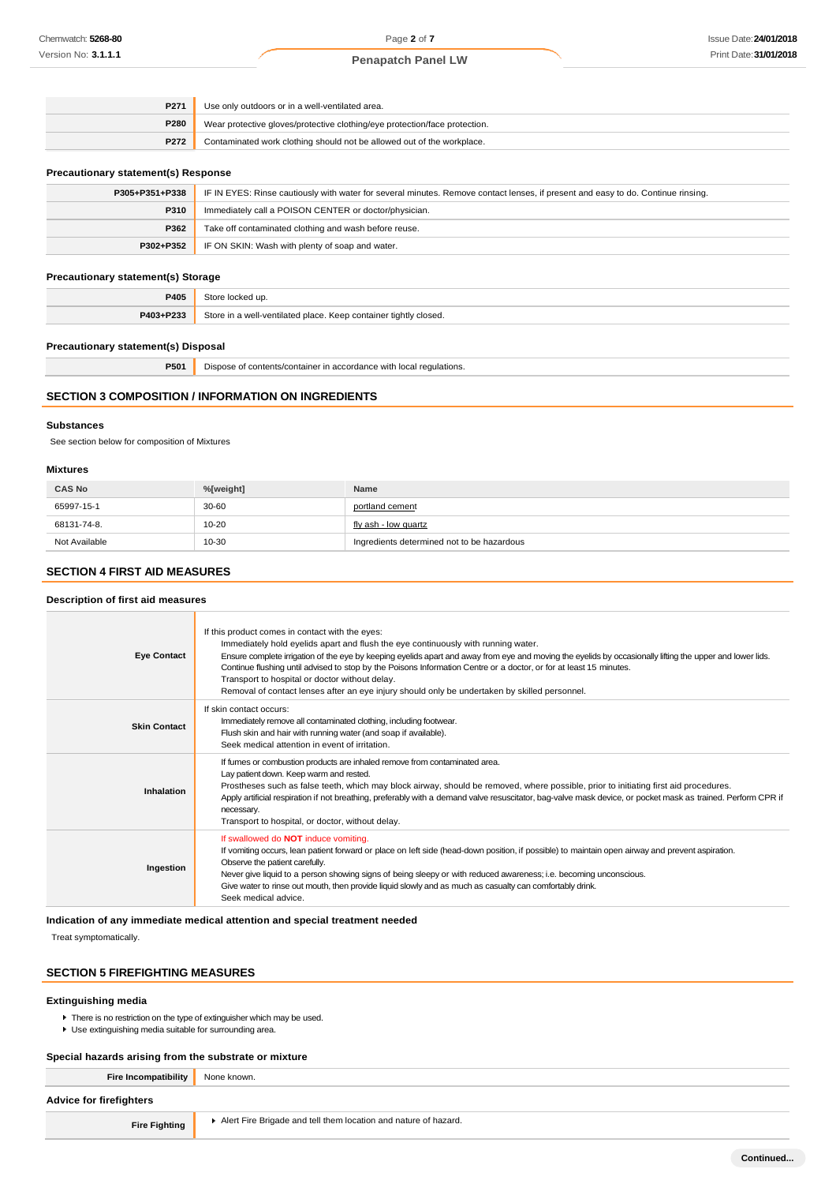| | |
|---|---|
| **P271** | Use only outdoors or in a well-ventilated area. |
| **P280** | Wear protective gloves/protective clothing/eye protection/face protection. |
| **P272** | Contaminated work clothing should not be allowed out of the workplace. |

### Precautionary statement(s) Response

| | |
|---|---|
| **P305+P351+P338** | IF IN EYES: Rinse cautiously with water for several minutes. Remove contact lenses, if present and easy to do. Continue rinsing. |
| **P310** | Immediately call a POISON CENTER or doctor/physician. |
| **P362** | Take off contaminated clothing and wash before reuse. |
| **P302+P352** | IF ON SKIN: Wash with plenty of soap and water. |

### Precautionary statement(s) Storage

| | |
|---|---|
| **P405** | Store locked up. |
| **P403+P233** | Store in a well-ventilated place. Keep container tightly closed. |

### Precautionary statement(s) Disposal

| | |
|---|---|
| **P501** | Dispose of contents/container in accordance with local regulations. |

## SECTION 3 COMPOSITION / INFORMATION ON INGREDIENTS

### Substances

See section below for composition of Mixtures

### Mixtures

| CAS No | %[weight] | Name |
|---|---|---|
| 65997-15-1 | 30-60 | portland cement |
| 68131-74-8. | 10-20 | fly ash - low quartz |
| Not Available | 10-30 | Ingredients determined not to be hazardous |

## SECTION 4 FIRST AID MEASURES

### Description of first aid measures

| | |
|---|---|
| **Eye Contact** | If this product comes in contact with the eyes:<br>Immediately hold eyelids apart and flush the eye continuously with running water.<br>Ensure complete irrigation of the eye by keeping eyelids apart and away from eye and moving the eyelids by occasionally lifting the upper and lower lids.<br>Continue flushing until advised to stop by the Poisons Information Centre or a doctor, or for at least 15 minutes.<br>Transport to hospital or doctor without delay.<br>Removal of contact lenses after an eye injury should only be undertaken by skilled personnel. |
| **Skin Contact** | If skin contact occurs:<br>Immediately remove all contaminated clothing, including footwear.<br>Flush skin and hair with running water (and soap if available).<br>Seek medical attention in event of irritation. |
| **Inhalation** | If fumes or combustion products are inhaled remove from contaminated area.<br>Lay patient down. Keep warm and rested.<br>Prostheses such as false teeth, which may block airway, should be removed, where possible, prior to initiating first aid procedures.<br>Apply artificial respiration if not breathing, preferably with a demand valve resuscitator, bag-valve mask device, or pocket mask as trained. Perform CPR if necessary.<br>Transport to hospital, or doctor, without delay. |
| **Ingestion** | If swallowed do **NOT** induce vomiting.<br>If vomiting occurs, lean patient forward or place on left side (head-down position, if possible) to maintain open airway and prevent aspiration.<br>Observe the patient carefully.<br>Never give liquid to a person showing signs of being sleepy or with reduced awareness; i.e. becoming unconscious.<br>Give water to rinse out mouth, then provide liquid slowly and as much as casualty can comfortably drink.<br>Seek medical advice. |

### Indication of any immediate medical attention and special treatment needed

Treat symptomatically.

## SECTION 5 FIREFIGHTING MEASURES

### Extinguishing media

- There is no restriction on the type of extinguisher which may be used.
- Use extinguishing media suitable for surrounding area.

### Special hazards arising from the substrate or mixture

| | |
|---|---|
| **Fire Incompatibility** | None known. |

### Advice for firefighters

| | |
|---|---|
| **Fire Fighting** | Alert Fire Brigade and tell them location and nature of hazard. |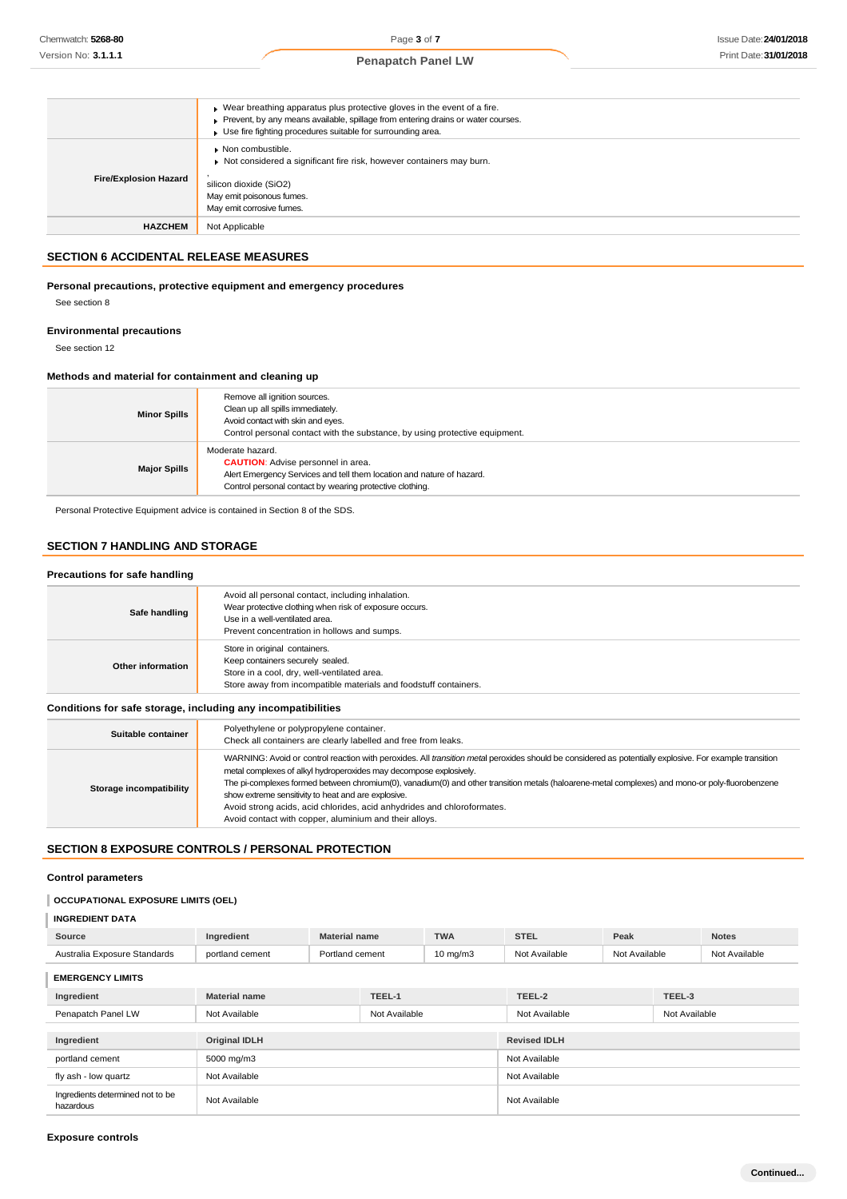|  |  |
|---|---|
|  | ▸ Wear breathing apparatus plus protective gloves in the event of a fire.<br>▸ Prevent, by any means available, spillage from entering drains or water courses.<br>▸ Use fire fighting procedures suitable for surrounding area. |
| **Fire/Explosion Hazard** | ▸ Non combustible.<br>▸ Not considered a significant fire risk, however containers may burn.<br>,<br>silicon dioxide ($SiO_2$)<br>May emit poisonous fumes.<br>May emit corrosive fumes. |
| **HAZCHEM** | Not Applicable |

## SECTION 6 ACCIDENTAL RELEASE MEASURES

### Personal precautions, protective equipment and emergency procedures

See section 8

### Environmental precautions

See section 12

### Methods and material for containment and cleaning up

|  |  |
|---|---|
| **Minor Spills** | Remove all ignition sources.<br>Clean up all spills immediately.<br>Avoid contact with skin and eyes.<br>Control personal contact with the substance, by using protective equipment. |
| **Major Spills** | Moderate hazard.<br>**CAUTION**: Advise personnel in area.<br>Alert Emergency Services and tell them location and nature of hazard.<br>Control personal contact by wearing protective clothing. |

Personal Protective Equipment advice is contained in Section 8 of the SDS.

## SECTION 7 HANDLING AND STORAGE

### Precautions for safe handling

|  |  |
|---|---|
| **Safe handling** | Avoid all personal contact, including inhalation.<br>Wear protective clothing when risk of exposure occurs.<br>Use in a well-ventilated area.<br>Prevent concentration in hollows and sumps. |
| **Other information** | Store in original containers.<br>Keep containers securely sealed.<br>Store in a cool, dry, well-ventilated area.<br>Store away from incompatible materials and foodstuff containers. |

### Conditions for safe storage, including any incompatibilities

|  |  |
|---|---|
| **Suitable container** | Polyethylene or polypropylene container.<br>Check all containers are clearly labelled and free from leaks. |
| **Storage incompatibility** | WARNING: Avoid or control reaction with peroxides. All *transition metal* peroxides should be considered as potentially explosive. For example transition metal complexes of alkyl hydroperoxides may decompose explosively.<br>The pi-complexes formed between chromium(0), vanadium(0) and other transition metals (haloarene-metal complexes) and mono-or poly-fluorobenzene show extreme sensitivity to heat and are explosive.<br>Avoid strong acids, acid chlorides, acid anhydrides and chloroformates.<br>Avoid contact with copper, aluminium and their alloys. |

## SECTION 8 EXPOSURE CONTROLS / PERSONAL PROTECTION

### Control parameters

#### OCCUPATIONAL EXPOSURE LIMITS (OEL)

#### INGREDIENT DATA

| Source | Ingredient | Material name | TWA | STEL | Peak | Notes |
|---|---|---|---|---|---|---|
| Australia Exposure Standards | portland cement | Portland cement | 10 mg/m3 | Not Available | Not Available | Not Available |

#### EMERGENCY LIMITS

| Ingredient | Material name | TEEL-1 | TEEL-2 | TEEL-3 |
|---|---|---|---|---|
| Penapatch Panel LW | Not Available | Not Available | Not Available | Not Available |

| Ingredient | Original IDLH | Revised IDLH |
|---|---|---|
| portland cement | 5000 mg/m3 | Not Available |
| fly ash - low quartz | Not Available | Not Available |
| Ingredients determined not to be hazardous | Not Available | Not Available |

### Exposure controls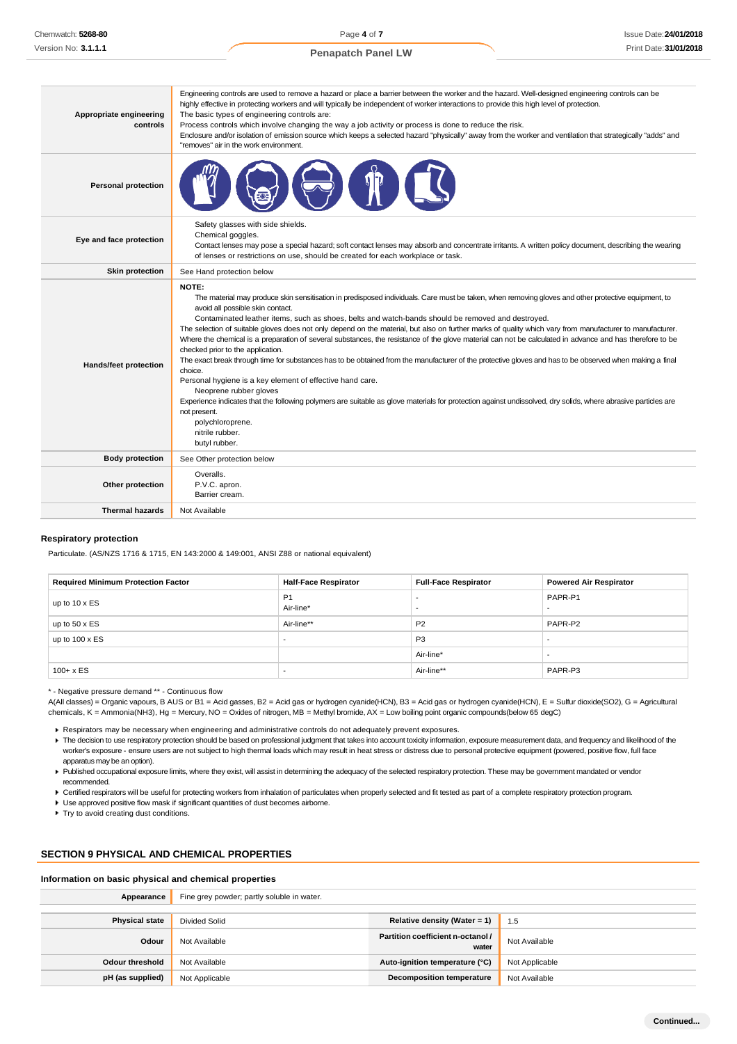| | |
|---|---|
| **Appropriate engineering controls** | Engineering controls are used to remove a hazard or place a barrier between the worker and the hazard. Well-designed engineering controls can be highly effective in protecting workers and will typically be independent of worker interactions to provide this high level of protection.<br>The basic types of engineering controls are:<br>Process controls which involve changing the way a job activity or process is done to reduce the risk.<br>Enclosure and/or isolation of emission source which keeps a selected hazard "physically" away from the worker and ventilation that strategically "adds" and "removes" air in the work environment. |
| **Personal protection** | |
| **Eye and face protection** | Safety glasses with side shields.<br>Chemical goggles.<br>Contact lenses may pose a special hazard; soft contact lenses may absorb and concentrate irritants. A written policy document, describing the wearing of lenses or restrictions on use, should be created for each workplace or task. |
| **Skin protection** | See Hand protection below |
| **Hands/feet protection** | **NOTE:**<br>The material may produce skin sensitisation in predisposed individuals. Care must be taken, when removing gloves and other protective equipment, to avoid all possible skin contact.<br>Contaminated leather items, such as shoes, belts and watch-bands should be removed and destroyed.<br>The selection of suitable gloves does not only depend on the material, but also on further marks of quality which vary from manufacturer to manufacturer. Where the chemical is a preparation of several substances, the resistance of the glove material can not be calculated in advance and has therefore to be checked prior to the application.<br>The exact break through time for substances has to be obtained from the manufacturer of the protective gloves and has to be observed when making a final choice.<br>Personal hygiene is a key element of effective hand care.<br>Neoprene rubber gloves<br>Experience indicates that the following polymers are suitable as glove materials for protection against undissolved, dry solids, where abrasive particles are not present.<br>polychloroprene.<br>nitrile rubber.<br>butyl rubber. |
| **Body protection** | See Other protection below |
| **Other protection** | Overalls.<br>P.V.C. apron.<br>Barrier cream. |
| **Thermal hazards** | Not Available |

### Respiratory protection

Particulate. (AS/NZS 1716 & 1715, EN 143:2000 & 149:001, ANSI Z88 or national equivalent)

| Required Minimum Protection Factor | Half-Face Respirator | Full-Face Respirator | Powered Air Respirator |
|---|---|---|---|
| up to 10 x ES | P1<br>Air-line* | -<br>- | PAPR-P1<br>- |
| up to 50 x ES | Air-line** | P2 | PAPR-P2 |
| up to 100 x ES | - | P3 | - |
| | | Air-line* | - |
| 100+ x ES | - | Air-line** | PAPR-P3 |

\* - Negative pressure demand ** - Continuous flow

A(All classes) = Organic vapours, B AUS or B1 = Acid gasses, B2 = Acid gas or hydrogen cyanide(HCN), B3 = Acid gas or hydrogen cyanide(HCN), E = Sulfur dioxide($SO_2$), G = Agricultural chemicals, K = Ammonia($NH_3$), Hg = Mercury, NO = Oxides of nitrogen, MB = Methyl bromide, AX = Low boiling point organic compounds(below 65 degC)

- Respirators may be necessary when engineering and administrative controls do not adequately prevent exposures.
- The decision to use respiratory protection should be based on professional judgment that takes into account toxicity information, exposure measurement data, and frequency and likelihood of the worker's exposure - ensure users are not subject to high thermal loads which may result in heat stress or distress due to personal protective equipment (powered, positive flow, full face apparatus may be an option).
- Published occupational exposure limits, where they exist, will assist in determining the adequacy of the selected respiratory protection. These may be government mandated or vendor recommended.
- Certified respirators will be useful for protecting workers from inhalation of particulates when properly selected and fit tested as part of a complete respiratory protection program.
- Use approved positive flow mask if significant quantities of dust becomes airborne.
- Try to avoid creating dust conditions.

## SECTION 9 PHYSICAL AND CHEMICAL PROPERTIES

### Information on basic physical and chemical properties

| | | | |
|---|---|---|---|
| **Appearance** | Fine grey powder; partly soluble in water. | | |
| **Physical state** | Divided Solid | **Relative density (Water = 1)** | 1.5 |
| **Odour** | Not Available | **Partition coefficient n-octanol / water** | Not Available |
| **Odour threshold** | Not Available | **Auto-ignition temperature (°C)** | Not Applicable |
| **pH (as supplied)** | Not Applicable | **Decomposition temperature** | Not Available |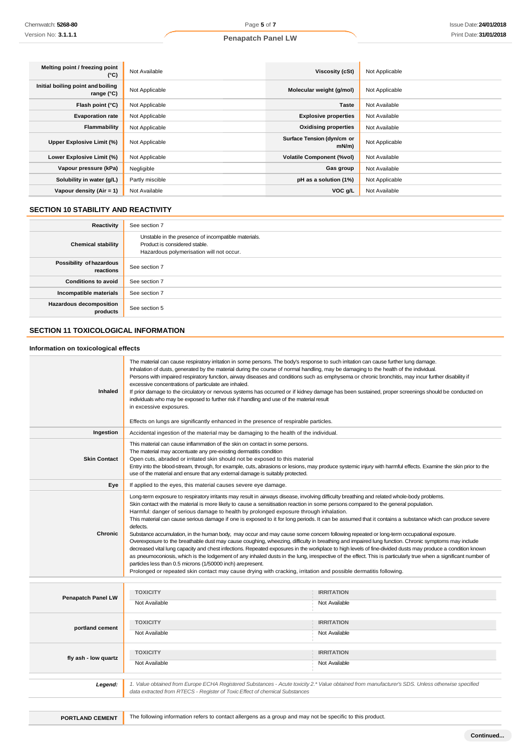| Melting point / freezing point (°C) | Not Available | Viscosity (cSt) | Not Applicable |
|---|---|---|---|
| Initial boiling point and boiling range (°C) | Not Applicable | Molecular weight (g/mol) | Not Applicable |
| Flash point (°C) | Not Applicable | Taste | Not Available |
| Evaporation rate | Not Applicable | Explosive properties | Not Available |
| Flammability | Not Applicable | Oxidising properties | Not Available |
| Upper Explosive Limit (%) | Not Applicable | Surface Tension (dyn/cm or mN/m) | Not Applicable |
| Lower Explosive Limit (%) | Not Applicable | Volatile Component (%vol) | Not Available |
| Vapour pressure (kPa) | Negligible | Gas group | Not Available |
| Solubility in water (g/L) | Partly miscible | pH as a solution (1%) | Not Applicable |
| Vapour density (Air = 1) | Not Available | VOC g/L | Not Available |

## SECTION 10 STABILITY AND REACTIVITY

| | |
|---|---|
| Reactivity | See section 7 |
| Chemical stability | Unstable in the presence of incompatible materials.<br>Product is considered stable.<br>Hazardous polymerisation will not occur. |
| Possibility of hazardous reactions | See section 7 |
| Conditions to avoid | See section 7 |
| Incompatible materials | See section 7 |
| Hazardous decomposition products | See section 5 |

## SECTION 11 TOXICOLOGICAL INFORMATION

### Information on toxicological effects

| | |
|---|---|
| Inhaled | The material can cause respiratory irritation in some persons. The body's response to such irritation can cause further lung damage.<br>Inhalation of dusts, generated by the material during the course of normal handling, may be damaging to the health of the individual.<br>Persons with impaired respiratory function, airway diseases and conditions such as emphysema or chronic bronchitis, may incur further disability if excessive concentrations of particulate are inhaled.<br>If prior damage to the circulatory or nervous systems has occurred or if kidney damage has been sustained, proper screenings should be conducted on individuals who may be exposed to further risk if handling and use of the material result in excessive exposures.<br><br>Effects on lungs are significantly enhanced in the presence of respirable particles. |
| Ingestion | Accidental ingestion of the material may be damaging to the health of the individual. |
| Skin Contact | This material can cause inflammation of the skin on contact in some persons.<br>The material may accentuate any pre-existing dermatitis condition<br>Open cuts, abraded or irritated skin should not be exposed to this material<br>Entry into the blood-stream, through, for example, cuts, abrasions or lesions, may produce systemic injury with harmful effects. Examine the skin prior to the use of the material and ensure that any external damage is suitably protected. |
| Eye | If applied to the eyes, this material causes severe eye damage. |
| Chronic | Long-term exposure to respiratory irritants may result in airways disease, involving difficulty breathing and related whole-body problems.<br>Skin contact with the material is more likely to cause a sensitisation reaction in some persons compared to the general population.<br>Harmful: danger of serious damage to health by prolonged exposure through inhalation.<br>This material can cause serious damage if one is exposed to it for long periods. It can be assumed that it contains a substance which can produce severe defects.<br>Substance accumulation, in the human body, may occur and may cause some concern following repeated or long-term occupational exposure.<br>Overexposure to the breathable dust may cause coughing, wheezing, difficulty in breathing and impaired lung function. Chronic symptoms may include decreased vital lung capacity and chest infections. Repeated exposures in the workplace to high levels of fine-divided dusts may produce a condition known as pneumoconiosis, which is the lodgement of any inhaled dusts in the lung, irrespective of the effect. This is particularly true when a significant number of particles less than 0.5 microns (1/50000 inch) are present.<br>Prolonged or repeated skin contact may cause drying with cracking, irritation and possible dermatitis following. |

| | TOXICITY | IRRITATION |
|---|---|---|
| Penapatch Panel LW | Not Available | Not Available |
| portland cement | Not Available | Not Available |
| fly ash - low quartz | Not Available | Not Available |

| | |
|---|---|
| *Legend:* | *1. Value obtained from Europe ECHA Registered Substances - Acute toxicity 2.\* Value obtained from manufacturer's SDS. Unless otherwise specified data extracted from RTECS - Register of Toxic Effect of chemical Substances* |

| | |
|---|---|
| PORTLAND CEMENT | The following information refers to contact allergens as a group and may not be specific to this product. |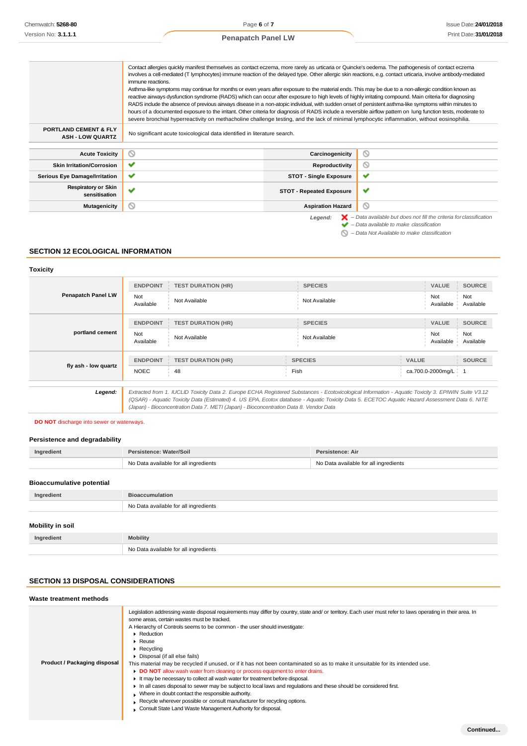| | |
|---|---|
| | Contact allergies quickly manifest themselves as contact eczema, more rarely as urticaria or Quincke's oedema. The pathogenesis of contact eczema involves a cell-mediated (T lymphocytes) immune reaction of the delayed type. Other allergic skin reactions, e.g. contact urticaria, involve antibody-mediated immune reactions.<br>Asthma-like symptoms may continue for months or even years after exposure to the material ends. This may be due to a non-allergic condition known as reactive airways dysfunction syndrome (RADS) which can occur after exposure to high levels of highly irritating compound. Main criteria for diagnosing RADS include the absence of previous airways disease in a non-atopic individual, with sudden onset of persistent asthma-like symptoms within minutes to hours of a documented exposure to the irritant. Other criteria for diagnosis of RADS include a reversible airflow pattern on lung function tests, moderate to severe bronchial hyperreactivity on methacholine challenge testing, and the lack of minimal lymphocytic inflammation, without eosinophilia. |
| **PORTLAND CEMENT & FLY ASH - LOW QUARTZ** | No significant acute toxicological data identified in literature search. |

| | | | |
|---|---|---|---|
| **Acute Toxicity** | ⃠ | **Carcinogenicity** | ⃠ |
| **Skin Irritation/Corrosion** | ✔ | **Reproductivity** | ⃠ |
| **Serious Eye Damage/Irritation** | ✔ | **STOT - Single Exposure** | ✔ |
| **Respiratory or Skin sensitisation** | ✔ | **STOT - Repeated Exposure** | ✔ |
| **Mutagenicity** | ⃠ | **Aspiration Hazard** | ⃠ |

*Legend:* ✘ *– Data available but does not fill the criteria for classification*
✔ *– Data available to make classification*
⃠ *– Data Not Available to make classification*

## SECTION 12 ECOLOGICAL INFORMATION

### Toxicity

| | ENDPOINT | TEST DURATION (HR) | SPECIES | VALUE | SOURCE |
|---|---|---|---|---|---|
| **Penapatch Panel LW** | Not Available | Not Available | Not Available | Not Available | Not Available |
| **portland cement** | Not Available | Not Available | Not Available | Not Available | Not Available |
| **fly ash - low quartz** | NOEC | 48 | Fish | ca.700.0-2000mg/L | 1 |
| ***Legend:*** | *Extracted from 1. IUCLID Toxicity Data 2. Europe ECHA Registered Substances - Ecotoxicological Information - Aquatic Toxicity 3. EPIWIN Suite V3.12 (QSAR) - Aquatic Toxicity Data (Estimated) 4. US EPA, Ecotox database - Aquatic Toxicity Data 5. ECETOC Aquatic Hazard Assessment Data 6. NITE (Japan) - Bioconcentration Data 7. METI (Japan) - Bioconcentration Data 8. Vendor Data* | | | | |

**DO NOT** discharge into sewer or waterways.

### Persistence and degradability

| Ingredient | Persistence: Water/Soil | Persistence: Air |
|---|---|---|
| | No Data available for all ingredients | No Data available for all ingredients |

### Bioaccumulative potential

| Ingredient | Bioaccumulation |
|---|---|
| | No Data available for all ingredients |

### Mobility in soil

| Ingredient | Mobility |
|---|---|
| | No Data available for all ingredients |

## SECTION 13 DISPOSAL CONSIDERATIONS

### Waste treatment methods

**Product / Packaging disposal**

Legislation addressing waste disposal requirements may differ by country, state and/ or territory. Each user must refer to laws operating in their area. In some areas, certain wastes must be tracked.

A Hierarchy of Controls seems to be common - the user should investigate:

- Reduction
- Reuse
- Recycling
- Disposal (if all else fails)

This material may be recycled if unused, or if it has not been contaminated so as to make it unsuitable for its intended use.

- **DO NOT** allow wash water from cleaning or process equipment to enter drains.
- It may be necessary to collect all wash water for treatment before disposal.
- In all cases disposal to sewer may be subject to local laws and regulations and these should be considered first.
- Where in doubt contact the responsible authority.
- Recycle wherever possible or consult manufacturer for recycling options.
- Consult State Land Waste Management Authority for disposal.

**Continued...**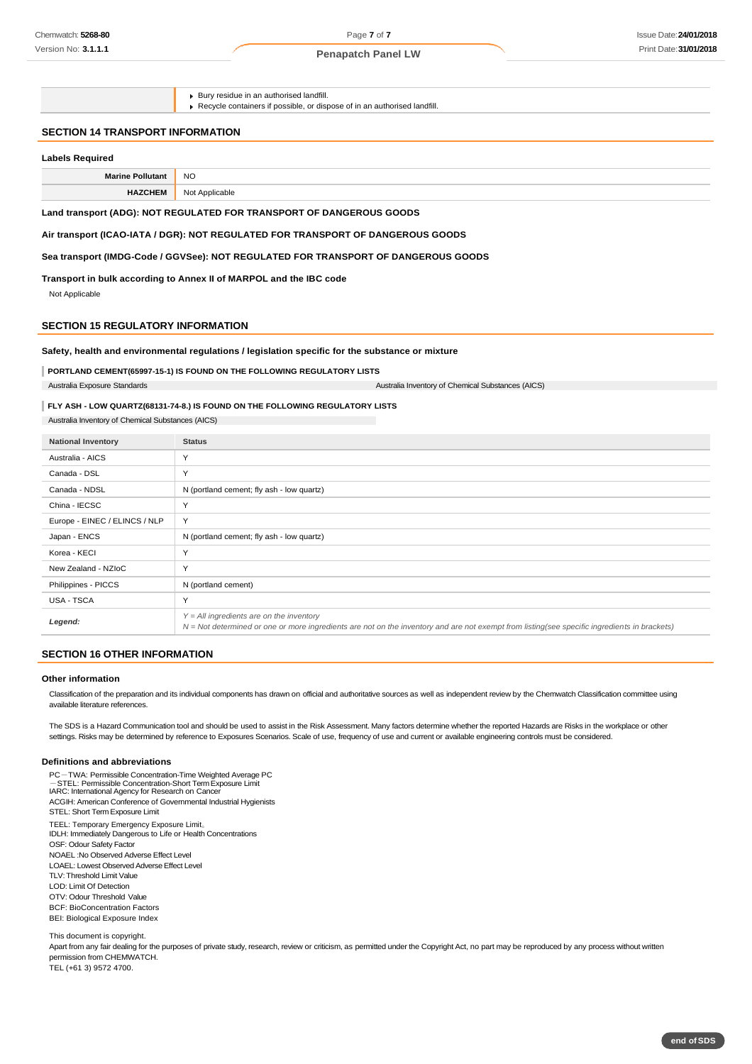| | |
|---|---|
| | - Bury residue in an authorised landfill.<br>- Recycle containers if possible, or dispose of in an authorised landfill. |

## SECTION 14 TRANSPORT INFORMATION

### Labels Required

| | |
|---|---|
| **Marine Pollutant** | NO |
| **HAZCHEM** | Not Applicable |

**Land transport (ADG): NOT REGULATED FOR TRANSPORT OF DANGEROUS GOODS**

**Air transport (ICAO-IATA / DGR): NOT REGULATED FOR TRANSPORT OF DANGEROUS GOODS**

**Sea transport (IMDG-Code / GGVSee): NOT REGULATED FOR TRANSPORT OF DANGEROUS GOODS**

**Transport in bulk according to Annex II of MARPOL and the IBC code**

Not Applicable

## SECTION 15 REGULATORY INFORMATION

**Safety, health and environmental regulations / legislation specific for the substance or mixture**

**PORTLAND CEMENT(65997-15-1) IS FOUND ON THE FOLLOWING REGULATORY LISTS**

| | |
|---|---|
| Australia Exposure Standards | Australia Inventory of Chemical Substances (AICS) |

**FLY ASH - LOW QUARTZ(68131-74-8.) IS FOUND ON THE FOLLOWING REGULATORY LISTS**

Australia Inventory of Chemical Substances (AICS)

| National Inventory | Status |
|---|---|
| Australia - AICS | Y |
| Canada - DSL | Y |
| Canada - NDSL | N (portland cement; fly ash - low quartz) |
| China - IECSC | Y |
| Europe - EINEC / ELINCS / NLP | Y |
| Japan - ENCS | N (portland cement; fly ash - low quartz) |
| Korea - KECI | Y |
| New Zealand - NZIoC | Y |
| Philippines - PICCS | N (portland cement) |
| USA - TSCA | Y |
| *Legend:* | *Y = All ingredients are on the inventory*<br>*N = Not determined or one or more ingredients are not on the inventory and are not exempt from listing(see specific ingredients in brackets)* |

## SECTION 16 OTHER INFORMATION

### Other information

Classification of the preparation and its individual components has drawn on official and authoritative sources as well as independent review by the Chemwatch Classification committee using available literature references.

The SDS is a Hazard Communication tool and should be used to assist in the Risk Assessment. Many factors determine whether the reported Hazards are Risks in the workplace or other settings. Risks may be determined by reference to Exposures Scenarios. Scale of use, frequency of use and current or available engineering controls must be considered.

### Definitions and abbreviations

PC－TWA: Permissible Concentration-Time Weighted Average PC－STEL: Permissible Concentration-Short Term Exposure Limit
IARC: International Agency for Research on Cancer
ACGIH: American Conference of Governmental Industrial Hygienists
STEL: Short Term Exposure Limit
TEEL: Temporary Emergency Exposure Limit。
IDLH: Immediately Dangerous to Life or Health Concentrations
OSF: Odour Safety Factor
NOAEL :No Observed Adverse Effect Level
LOAEL: Lowest Observed Adverse Effect Level
TLV: Threshold Limit Value
LOD: Limit Of Detection
OTV: Odour Threshold Value
BCF: BioConcentration Factors
BEI: Biological Exposure Index

This document is copyright.
Apart from any fair dealing for the purposes of private study, research, review or criticism, as permitted under the Copyright Act, no part may be reproduced by any process without written permission from CHEMWATCH.
TEL (+61 3) 9572 4700.

end of SDS